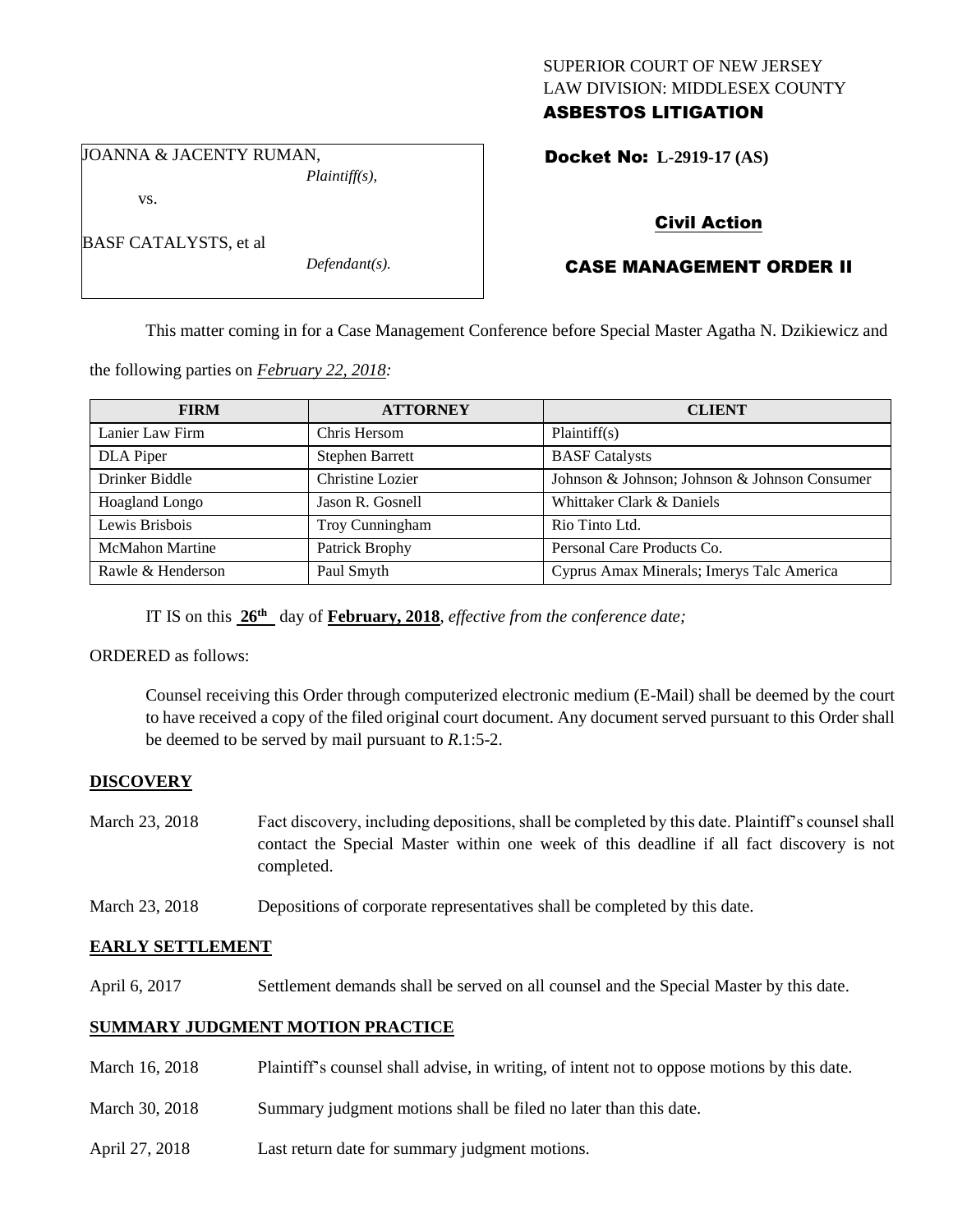SUPERIOR COURT OF NEW JERSEY
LAW DIVISION: MIDDLESEX COUNTY
**ASBESTOS LITIGATION**

JOANNA & JACENTY RUMAN,
*Plaintiff(s),*

vs.

BASF CATALYSTS, et al
*Defendant(s).*

**Docket No: L-2919-17 (AS)**

**Civil Action**

**CASE MANAGEMENT ORDER II**

This matter coming in for a Case Management Conference before Special Master Agatha N. Dzikiewicz and the following parties on *February 22, 2018:*

| FIRM | ATTORNEY | CLIENT |
| --- | --- | --- |
| Lanier Law Firm | Chris Hersom | Plaintiff(s) |
| DLA Piper | Stephen Barrett | BASF Catalysts |
| Drinker Biddle | Christine Lozier | Johnson & Johnson; Johnson & Johnson Consumer |
| Hoagland Longo | Jason R. Gosnell | Whittaker Clark & Daniels |
| Lewis Brisbois | Troy Cunningham | Rio Tinto Ltd. |
| McMahon Martine | Patrick Brophy | Personal Care Products Co. |
| Rawle & Henderson | Paul Smyth | Cyprus Amax Minerals; Imerys Talc America |

IT IS on this **26th** day of **February, 2018**, *effective from the conference date;*

ORDERED as follows:

Counsel receiving this Order through computerized electronic medium (E-Mail) shall be deemed by the court to have received a copy of the filed original court document. Any document served pursuant to this Order shall be deemed to be served by mail pursuant to *R*.1:5-2.

**DISCOVERY**

March 23, 2018 — Fact discovery, including depositions, shall be completed by this date. Plaintiff's counsel shall contact the Special Master within one week of this deadline if all fact discovery is not completed.

March 23, 2018 — Depositions of corporate representatives shall be completed by this date.

**EARLY SETTLEMENT**

April 6, 2017 — Settlement demands shall be served on all counsel and the Special Master by this date.

**SUMMARY JUDGMENT MOTION PRACTICE**

March 16, 2018 — Plaintiff's counsel shall advise, in writing, of intent not to oppose motions by this date.

March 30, 2018 — Summary judgment motions shall be filed no later than this date.

April 27, 2018 — Last return date for summary judgment motions.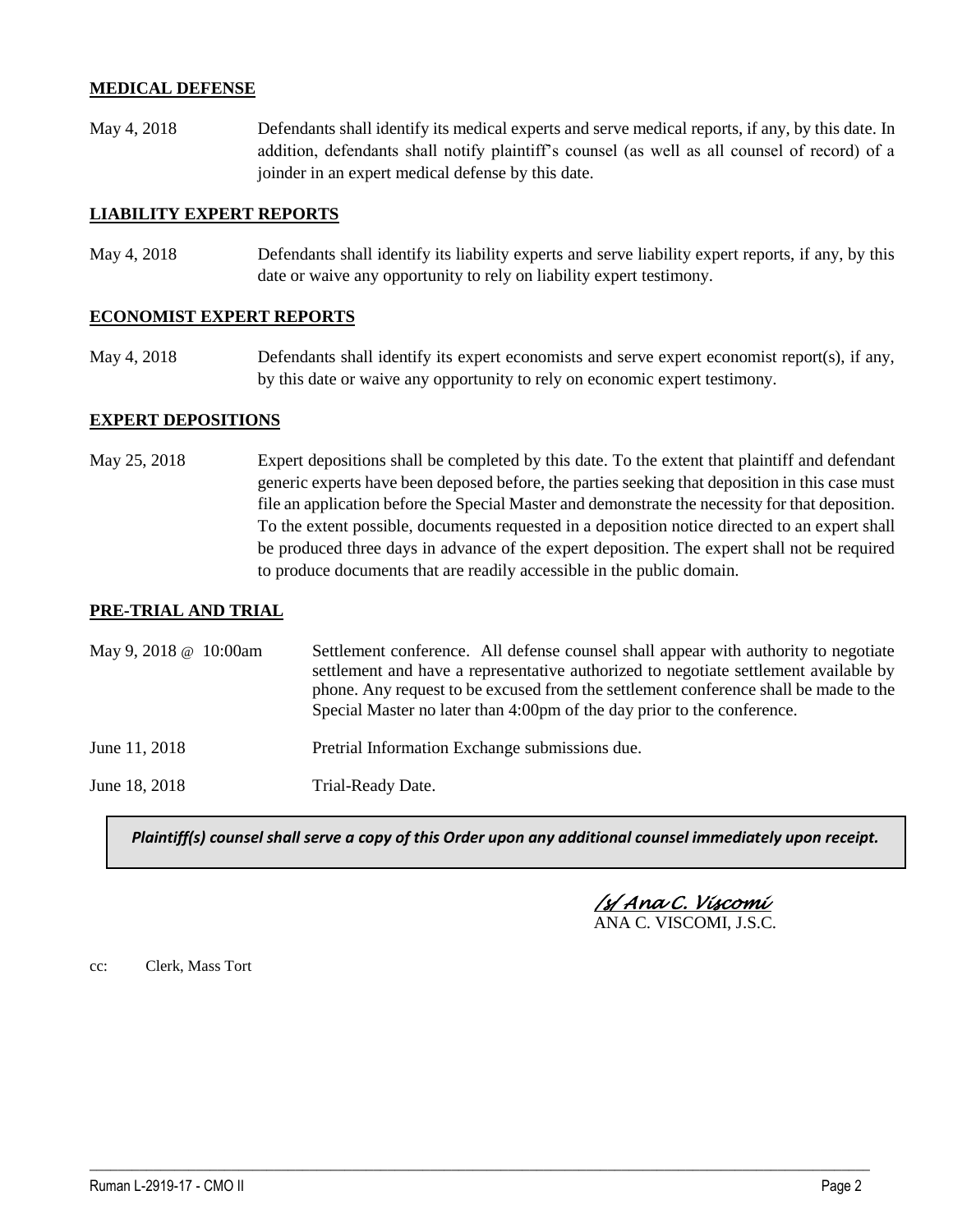**MEDICAL DEFENSE**

| | |
|---|---|
| May 4, 2018 | Defendants shall identify its medical experts and serve medical reports, if any, by this date. In addition, defendants shall notify plaintiff's counsel (as well as all counsel of record) of a joinder in an expert medical defense by this date. |

**LIABILITY EXPERT REPORTS**

| | |
|---|---|
| May 4, 2018 | Defendants shall identify its liability experts and serve liability expert reports, if any, by this date or waive any opportunity to rely on liability expert testimony. |

**ECONOMIST EXPERT REPORTS**

| | |
|---|---|
| May 4, 2018 | Defendants shall identify its expert economists and serve expert economist report(s), if any, by this date or waive any opportunity to rely on economic expert testimony. |

**EXPERT DEPOSITIONS**

| | |
|---|---|
| May 25, 2018 | Expert depositions shall be completed by this date. To the extent that plaintiff and defendant generic experts have been deposed before, the parties seeking that deposition in this case must file an application before the Special Master and demonstrate the necessity for that deposition. To the extent possible, documents requested in a deposition notice directed to an expert shall be produced three days in advance of the expert deposition. The expert shall not be required to produce documents that are readily accessible in the public domain. |

**PRE-TRIAL AND TRIAL**

| | |
|---|---|
| May 9, 2018 @ 10:00am | Settlement conference. All defense counsel shall appear with authority to negotiate settlement and have a representative authorized to negotiate settlement available by phone. Any request to be excused from the settlement conference shall be made to the Special Master no later than 4:00pm of the day prior to the conference. |
| June 11, 2018 | Pretrial Information Exchange submissions due. |
| June 18, 2018 | Trial-Ready Date. |

***Plaintiff(s) counsel shall serve a copy of this Order upon any additional counsel immediately upon receipt.***

*/s/ Ana C. Viscomi*
ANA C. VISCOMI, J.S.C.

cc: Clerk, Mass Tort